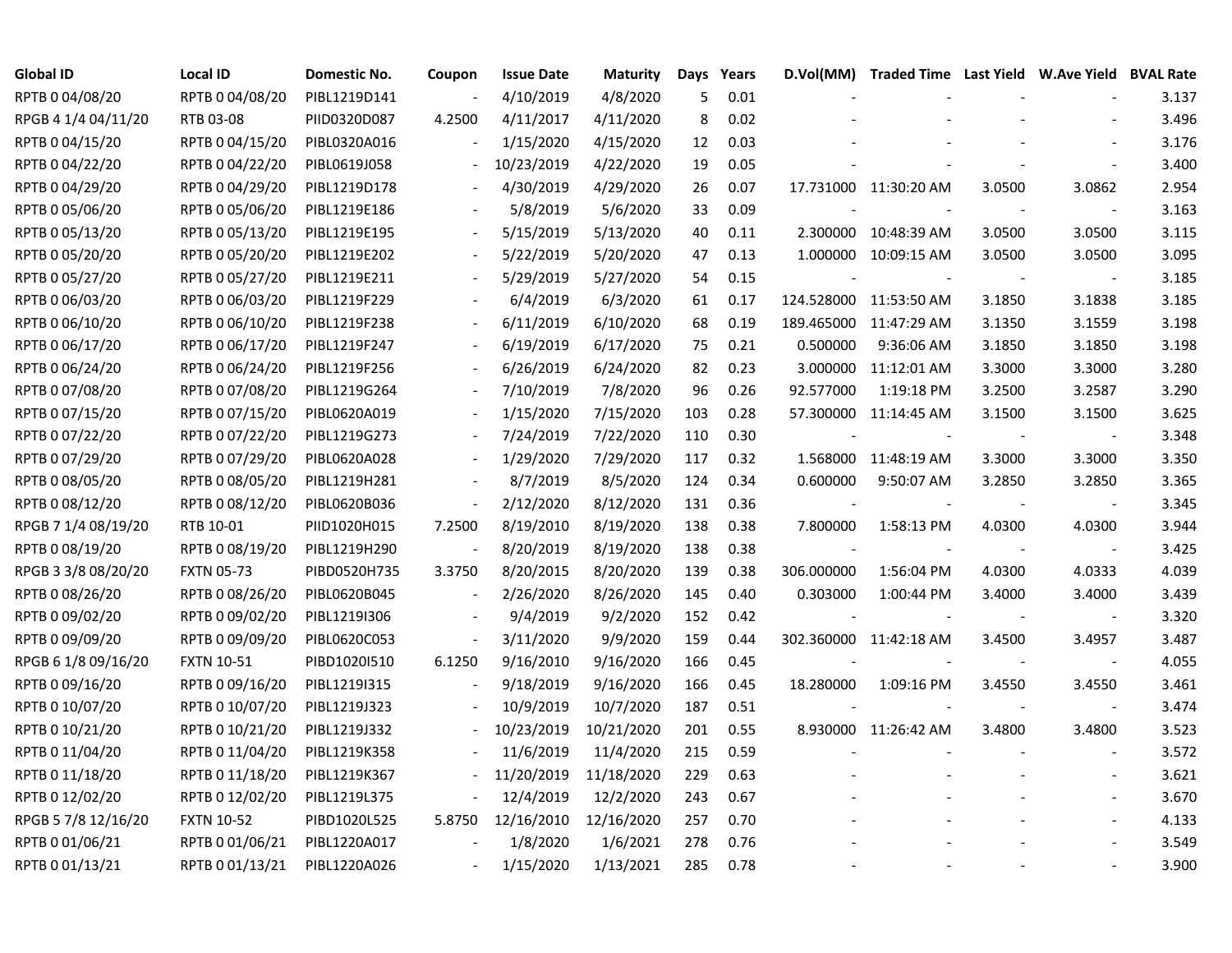| Global ID | Local ID | Domestic No. | Coupon | Issue Date | Maturity | Days | Years | D.Vol(MM) | Traded Time | Last Yield | W.Ave Yield | BVAL Rate |
|---|---|---|---|---|---|---|---|---|---|---|---|---|
| RPTB 0 04/08/20 | RPTB 0 04/08/20 | PIBL1219D141 | - | 4/10/2019 | 4/8/2020 | 5 | 0.01 | - | - | - | - | 3.137 |
| RPGB 4 1/4 04/11/20 | RTB 03-08 | PIID0320D087 | 4.2500 | 4/11/2017 | 4/11/2020 | 8 | 0.02 | - | - | - | - | 3.496 |
| RPTB 0 04/15/20 | RPTB 0 04/15/20 | PIBL0320A016 | - | 1/15/2020 | 4/15/2020 | 12 | 0.03 | - | - | - | - | 3.176 |
| RPTB 0 04/22/20 | RPTB 0 04/22/20 | PIBL0619J058 | - | 10/23/2019 | 4/22/2020 | 19 | 0.05 | - | - | - | - | 3.400 |
| RPTB 0 04/29/20 | RPTB 0 04/29/20 | PIBL1219D178 | - | 4/30/2019 | 4/29/2020 | 26 | 0.07 | 17.731000 | 11:30:20 AM | 3.0500 | 3.0862 | 2.954 |
| RPTB 0 05/06/20 | RPTB 0 05/06/20 | PIBL1219E186 | - | 5/8/2019 | 5/6/2020 | 33 | 0.09 | - | - | - | - | 3.163 |
| RPTB 0 05/13/20 | RPTB 0 05/13/20 | PIBL1219E195 | - | 5/15/2019 | 5/13/2020 | 40 | 0.11 | 2.300000 | 10:48:39 AM | 3.0500 | 3.0500 | 3.115 |
| RPTB 0 05/20/20 | RPTB 0 05/20/20 | PIBL1219E202 | - | 5/22/2019 | 5/20/2020 | 47 | 0.13 | 1.000000 | 10:09:15 AM | 3.0500 | 3.0500 | 3.095 |
| RPTB 0 05/27/20 | RPTB 0 05/27/20 | PIBL1219E211 | - | 5/29/2019 | 5/27/2020 | 54 | 0.15 | - | - | - | - | 3.185 |
| RPTB 0 06/03/20 | RPTB 0 06/03/20 | PIBL1219F229 | - | 6/4/2019 | 6/3/2020 | 61 | 0.17 | 124.528000 | 11:53:50 AM | 3.1850 | 3.1838 | 3.185 |
| RPTB 0 06/10/20 | RPTB 0 06/10/20 | PIBL1219F238 | - | 6/11/2019 | 6/10/2020 | 68 | 0.19 | 189.465000 | 11:47:29 AM | 3.1350 | 3.1559 | 3.198 |
| RPTB 0 06/17/20 | RPTB 0 06/17/20 | PIBL1219F247 | - | 6/19/2019 | 6/17/2020 | 75 | 0.21 | 0.500000 | 9:36:06 AM | 3.1850 | 3.1850 | 3.198 |
| RPTB 0 06/24/20 | RPTB 0 06/24/20 | PIBL1219F256 | - | 6/26/2019 | 6/24/2020 | 82 | 0.23 | 3.000000 | 11:12:01 AM | 3.3000 | 3.3000 | 3.280 |
| RPTB 0 07/08/20 | RPTB 0 07/08/20 | PIBL1219G264 | - | 7/10/2019 | 7/8/2020 | 96 | 0.26 | 92.577000 | 1:19:18 PM | 3.2500 | 3.2587 | 3.290 |
| RPTB 0 07/15/20 | RPTB 0 07/15/20 | PIBL0620A019 | - | 1/15/2020 | 7/15/2020 | 103 | 0.28 | 57.300000 | 11:14:45 AM | 3.1500 | 3.1500 | 3.625 |
| RPTB 0 07/22/20 | RPTB 0 07/22/20 | PIBL1219G273 | - | 7/24/2019 | 7/22/2020 | 110 | 0.30 | - | - | - | - | 3.348 |
| RPTB 0 07/29/20 | RPTB 0 07/29/20 | PIBL0620A028 | - | 1/29/2020 | 7/29/2020 | 117 | 0.32 | 1.568000 | 11:48:19 AM | 3.3000 | 3.3000 | 3.350 |
| RPTB 0 08/05/20 | RPTB 0 08/05/20 | PIBL1219H281 | - | 8/7/2019 | 8/5/2020 | 124 | 0.34 | 0.600000 | 9:50:07 AM | 3.2850 | 3.2850 | 3.365 |
| RPTB 0 08/12/20 | RPTB 0 08/12/20 | PIBL0620B036 | - | 2/12/2020 | 8/12/2020 | 131 | 0.36 | - | - | - | - | 3.345 |
| RPGB 7 1/4 08/19/20 | RTB 10-01 | PIID1020H015 | 7.2500 | 8/19/2010 | 8/19/2020 | 138 | 0.38 | 7.800000 | 1:58:13 PM | 4.0300 | 4.0300 | 3.944 |
| RPTB 0 08/19/20 | RPTB 0 08/19/20 | PIBL1219H290 | - | 8/20/2019 | 8/19/2020 | 138 | 0.38 | - | - | - | - | 3.425 |
| RPGB 3 3/8 08/20/20 | FXTN 05-73 | PIBD0520H735 | 3.3750 | 8/20/2015 | 8/20/2020 | 139 | 0.38 | 306.000000 | 1:56:04 PM | 4.0300 | 4.0333 | 4.039 |
| RPTB 0 08/26/20 | RPTB 0 08/26/20 | PIBL0620B045 | - | 2/26/2020 | 8/26/2020 | 145 | 0.40 | 0.303000 | 1:00:44 PM | 3.4000 | 3.4000 | 3.439 |
| RPTB 0 09/02/20 | RPTB 0 09/02/20 | PIBL1219I306 | - | 9/4/2019 | 9/2/2020 | 152 | 0.42 | - | - | - | - | 3.320 |
| RPTB 0 09/09/20 | RPTB 0 09/09/20 | PIBL0620C053 | - | 3/11/2020 | 9/9/2020 | 159 | 0.44 | 302.360000 | 11:42:18 AM | 3.4500 | 3.4957 | 3.487 |
| RPGB 6 1/8 09/16/20 | FXTN 10-51 | PIBD1020I510 | 6.1250 | 9/16/2010 | 9/16/2020 | 166 | 0.45 | - | - | - | - | 4.055 |
| RPTB 0 09/16/20 | RPTB 0 09/16/20 | PIBL1219I315 | - | 9/18/2019 | 9/16/2020 | 166 | 0.45 | 18.280000 | 1:09:16 PM | 3.4550 | 3.4550 | 3.461 |
| RPTB 0 10/07/20 | RPTB 0 10/07/20 | PIBL1219J323 | - | 10/9/2019 | 10/7/2020 | 187 | 0.51 | - | - | - | - | 3.474 |
| RPTB 0 10/21/20 | RPTB 0 10/21/20 | PIBL1219J332 | - | 10/23/2019 | 10/21/2020 | 201 | 0.55 | 8.930000 | 11:26:42 AM | 3.4800 | 3.4800 | 3.523 |
| RPTB 0 11/04/20 | RPTB 0 11/04/20 | PIBL1219K358 | - | 11/6/2019 | 11/4/2020 | 215 | 0.59 | - | - | - | - | 3.572 |
| RPTB 0 11/18/20 | RPTB 0 11/18/20 | PIBL1219K367 | - | 11/20/2019 | 11/18/2020 | 229 | 0.63 | - | - | - | - | 3.621 |
| RPTB 0 12/02/20 | RPTB 0 12/02/20 | PIBL1219L375 | - | 12/4/2019 | 12/2/2020 | 243 | 0.67 | - | - | - | - | 3.670 |
| RPGB 5 7/8 12/16/20 | FXTN 10-52 | PIBD1020L525 | 5.8750 | 12/16/2010 | 12/16/2020 | 257 | 0.70 | - | - | - | - | 4.133 |
| RPTB 0 01/06/21 | RPTB 0 01/06/21 | PIBL1220A017 | - | 1/8/2020 | 1/6/2021 | 278 | 0.76 | - | - | - | - | 3.549 |
| RPTB 0 01/13/21 | RPTB 0 01/13/21 | PIBL1220A026 | - | 1/15/2020 | 1/13/2021 | 285 | 0.78 | - | - | - | - | 3.900 |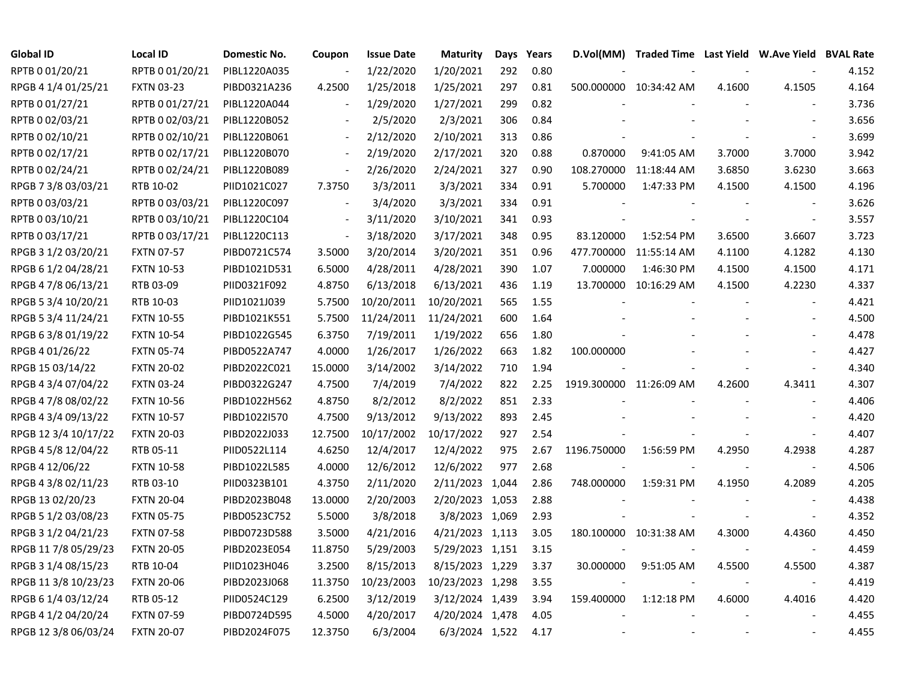| Global ID | Local ID | Domestic No. | Coupon | Issue Date | Maturity | Days | Years | D.Vol(MM) | Traded Time | Last Yield | W.Ave Yield | BVAL Rate |
|---|---|---|---|---|---|---|---|---|---|---|---|---|
| RPTB 0 01/20/21 | RPTB 0 01/20/21 | PIBL1220A035 | - | 1/22/2020 | 1/20/2021 | 292 | 0.80 | - | - | - | - | 4.152 |
| RPGB 4 1/4 01/25/21 | FXTN 03-23 | PIBD0321A236 | 4.2500 | 1/25/2018 | 1/25/2021 | 297 | 0.81 | 500.000000 | 10:34:42 AM | 4.1600 | 4.1505 | 4.164 |
| RPTB 0 01/27/21 | RPTB 0 01/27/21 | PIBL1220A044 | - | 1/29/2020 | 1/27/2021 | 299 | 0.82 | - | - | - | - | 3.736 |
| RPTB 0 02/03/21 | RPTB 0 02/03/21 | PIBL1220B052 | - | 2/5/2020 | 2/3/2021 | 306 | 0.84 | - | - | - | - | 3.656 |
| RPTB 0 02/10/21 | RPTB 0 02/10/21 | PIBL1220B061 | - | 2/12/2020 | 2/10/2021 | 313 | 0.86 | - | - | - | - | 3.699 |
| RPTB 0 02/17/21 | RPTB 0 02/17/21 | PIBL1220B070 | - | 2/19/2020 | 2/17/2021 | 320 | 0.88 | 0.870000 | 9:41:05 AM | 3.7000 | 3.7000 | 3.942 |
| RPTB 0 02/24/21 | RPTB 0 02/24/21 | PIBL1220B089 | - | 2/26/2020 | 2/24/2021 | 327 | 0.90 | 108.270000 | 11:18:44 AM | 3.6850 | 3.6230 | 3.663 |
| RPGB 7 3/8 03/03/21 | RTB 10-02 | PIID1021C027 | 7.3750 | 3/3/2011 | 3/3/2021 | 334 | 0.91 | 5.700000 | 1:47:33 PM | 4.1500 | 4.1500 | 4.196 |
| RPTB 0 03/03/21 | RPTB 0 03/03/21 | PIBL1220C097 | - | 3/4/2020 | 3/3/2021 | 334 | 0.91 | - | - | - | - | 3.626 |
| RPTB 0 03/10/21 | RPTB 0 03/10/21 | PIBL1220C104 | - | 3/11/2020 | 3/10/2021 | 341 | 0.93 | - | - | - | - | 3.557 |
| RPTB 0 03/17/21 | RPTB 0 03/17/21 | PIBL1220C113 | - | 3/18/2020 | 3/17/2021 | 348 | 0.95 | 83.120000 | 1:52:54 PM | 3.6500 | 3.6607 | 3.723 |
| RPGB 3 1/2 03/20/21 | FXTN 07-57 | PIBD0721C574 | 3.5000 | 3/20/2014 | 3/20/2021 | 351 | 0.96 | 477.700000 | 11:55:14 AM | 4.1100 | 4.1282 | 4.130 |
| RPGB 6 1/2 04/28/21 | FXTN 10-53 | PIBD1021D531 | 6.5000 | 4/28/2011 | 4/28/2021 | 390 | 1.07 | 7.000000 | 1:46:30 PM | 4.1500 | 4.1500 | 4.171 |
| RPGB 4 7/8 06/13/21 | RTB 03-09 | PIID0321F092 | 4.8750 | 6/13/2018 | 6/13/2021 | 436 | 1.19 | 13.700000 | 10:16:29 AM | 4.1500 | 4.2230 | 4.337 |
| RPGB 5 3/4 10/20/21 | RTB 10-03 | PIID1021J039 | 5.7500 | 10/20/2011 | 10/20/2021 | 565 | 1.55 | - | - | - | - | 4.421 |
| RPGB 5 3/4 11/24/21 | FXTN 10-55 | PIBD1021K551 | 5.7500 | 11/24/2011 | 11/24/2021 | 600 | 1.64 | - | - | - | - | 4.500 |
| RPGB 6 3/8 01/19/22 | FXTN 10-54 | PIBD1022G545 | 6.3750 | 7/19/2011 | 1/19/2022 | 656 | 1.80 | - | - | - | - | 4.478 |
| RPGB 4 01/26/22 | FXTN 05-74 | PIBD0522A747 | 4.0000 | 1/26/2017 | 1/26/2022 | 663 | 1.82 | 100.000000 | - | - | - | 4.427 |
| RPGB 15 03/14/22 | FXTN 20-02 | PIBD2022C021 | 15.0000 | 3/14/2002 | 3/14/2022 | 710 | 1.94 | - | - | - | - | 4.340 |
| RPGB 4 3/4 07/04/22 | FXTN 03-24 | PIBD0322G247 | 4.7500 | 7/4/2019 | 7/4/2022 | 822 | 2.25 | 1919.300000 | 11:26:09 AM | 4.2600 | 4.3411 | 4.307 |
| RPGB 4 7/8 08/02/22 | FXTN 10-56 | PIBD1022H562 | 4.8750 | 8/2/2012 | 8/2/2022 | 851 | 2.33 | - | - | - | - | 4.406 |
| RPGB 4 3/4 09/13/22 | FXTN 10-57 | PIBD1022I570 | 4.7500 | 9/13/2012 | 9/13/2022 | 893 | 2.45 | - | - | - | - | 4.420 |
| RPGB 12 3/4 10/17/22 | FXTN 20-03 | PIBD2022J033 | 12.7500 | 10/17/2002 | 10/17/2022 | 927 | 2.54 | - | - | - | - | 4.407 |
| RPGB 4 5/8 12/04/22 | RTB 05-11 | PIID0522L114 | 4.6250 | 12/4/2017 | 12/4/2022 | 975 | 2.67 | 1196.750000 | 1:56:59 PM | 4.2950 | 4.2938 | 4.287 |
| RPGB 4 12/06/22 | FXTN 10-58 | PIBD1022L585 | 4.0000 | 12/6/2012 | 12/6/2022 | 977 | 2.68 | - | - | - | - | 4.506 |
| RPGB 4 3/8 02/11/23 | RTB 03-10 | PIID0323B101 | 4.3750 | 2/11/2020 | 2/11/2023 | 1,044 | 2.86 | 748.000000 | 1:59:31 PM | 4.1950 | 4.2089 | 4.205 |
| RPGB 13 02/20/23 | FXTN 20-04 | PIBD2023B048 | 13.0000 | 2/20/2003 | 2/20/2023 | 1,053 | 2.88 | - | - | - | - | 4.438 |
| RPGB 5 1/2 03/08/23 | FXTN 05-75 | PIBD0523C752 | 5.5000 | 3/8/2018 | 3/8/2023 | 1,069 | 2.93 | - | - | - | - | 4.352 |
| RPGB 3 1/2 04/21/23 | FXTN 07-58 | PIBD0723D588 | 3.5000 | 4/21/2016 | 4/21/2023 | 1,113 | 3.05 | 180.100000 | 10:31:38 AM | 4.3000 | 4.4360 | 4.450 |
| RPGB 11 7/8 05/29/23 | FXTN 20-05 | PIBD2023E054 | 11.8750 | 5/29/2003 | 5/29/2023 | 1,151 | 3.15 | - | - | - | - | 4.459 |
| RPGB 3 1/4 08/15/23 | RTB 10-04 | PIID1023H046 | 3.2500 | 8/15/2013 | 8/15/2023 | 1,229 | 3.37 | 30.000000 | 9:51:05 AM | 4.5500 | 4.5500 | 4.387 |
| RPGB 11 3/8 10/23/23 | FXTN 20-06 | PIBD2023J068 | 11.3750 | 10/23/2003 | 10/23/2023 | 1,298 | 3.55 | - | - | - | - | 4.419 |
| RPGB 6 1/4 03/12/24 | RTB 05-12 | PIID0524C129 | 6.2500 | 3/12/2019 | 3/12/2024 | 1,439 | 3.94 | 159.400000 | 1:12:18 PM | 4.6000 | 4.4016 | 4.420 |
| RPGB 4 1/2 04/20/24 | FXTN 07-59 | PIBD0724D595 | 4.5000 | 4/20/2017 | 4/20/2024 | 1,478 | 4.05 | - | - | - | - | 4.455 |
| RPGB 12 3/8 06/03/24 | FXTN 20-07 | PIBD2024F075 | 12.3750 | 6/3/2004 | 6/3/2024 | 1,522 | 4.17 | - | - | - | - | 4.455 |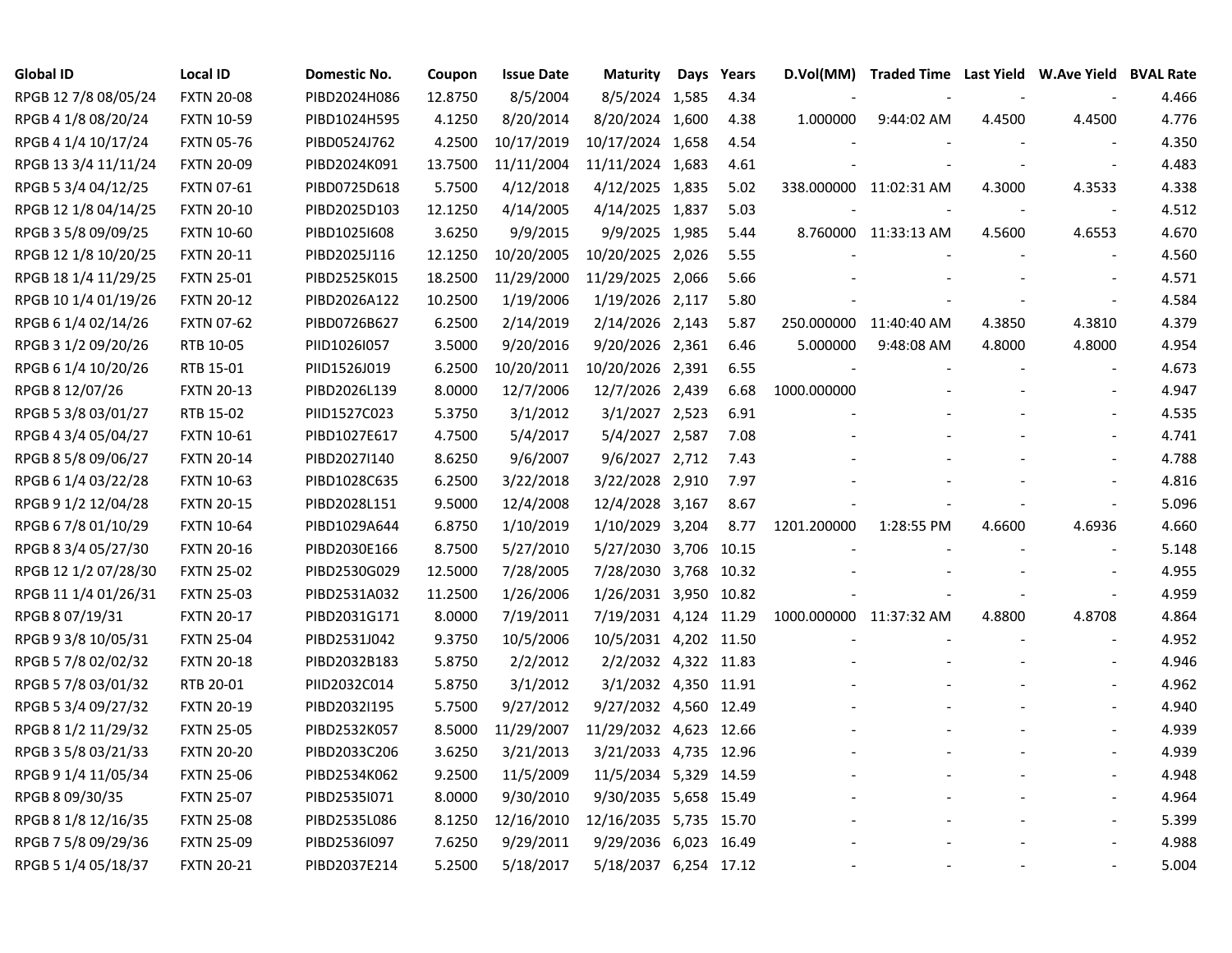| Global ID | Local ID | Domestic No. | Coupon | Issue Date | Maturity | Days | Years | D.Vol(MM) | Traded Time | Last Yield | W.Ave Yield | BVAL Rate |
|---|---|---|---|---|---|---|---|---|---|---|---|---|
| RPGB 12 7/8 08/05/24 | FXTN 20-08 | PIBD2024H086 | 12.8750 | 8/5/2004 | 8/5/2024 | 1,585 | 4.34 | - | - | - | - | 4.466 |
| RPGB 4 1/8 08/20/24 | FXTN 10-59 | PIBD1024H595 | 4.1250 | 8/20/2014 | 8/20/2024 | 1,600 | 4.38 | 1.000000 | 9:44:02 AM | 4.4500 | 4.4500 | 4.776 |
| RPGB 4 1/4 10/17/24 | FXTN 05-76 | PIBD0524J762 | 4.2500 | 10/17/2019 | 10/17/2024 | 1,658 | 4.54 | - | - | - | - | 4.350 |
| RPGB 13 3/4 11/11/24 | FXTN 20-09 | PIBD2024K091 | 13.7500 | 11/11/2004 | 11/11/2024 | 1,683 | 4.61 | - | - | - | - | 4.483 |
| RPGB 5 3/4 04/12/25 | FXTN 07-61 | PIBD0725D618 | 5.7500 | 4/12/2018 | 4/12/2025 | 1,835 | 5.02 | 338.000000 | 11:02:31 AM | 4.3000 | 4.3533 | 4.338 |
| RPGB 12 1/8 04/14/25 | FXTN 20-10 | PIBD2025D103 | 12.1250 | 4/14/2005 | 4/14/2025 | 1,837 | 5.03 | - | - | - | - | 4.512 |
| RPGB 3 5/8 09/09/25 | FXTN 10-60 | PIBD1025I608 | 3.6250 | 9/9/2015 | 9/9/2025 | 1,985 | 5.44 | 8.760000 | 11:33:13 AM | 4.5600 | 4.6553 | 4.670 |
| RPGB 12 1/8 10/20/25 | FXTN 20-11 | PIBD2025J116 | 12.1250 | 10/20/2005 | 10/20/2025 | 2,026 | 5.55 | - | - | - | - | 4.560 |
| RPGB 18 1/4 11/29/25 | FXTN 25-01 | PIBD2525K015 | 18.2500 | 11/29/2000 | 11/29/2025 | 2,066 | 5.66 | - | - | - | - | 4.571 |
| RPGB 10 1/4 01/19/26 | FXTN 20-12 | PIBD2026A122 | 10.2500 | 1/19/2006 | 1/19/2026 | 2,117 | 5.80 | - | - | - | - | 4.584 |
| RPGB 6 1/4 02/14/26 | FXTN 07-62 | PIBD0726B627 | 6.2500 | 2/14/2019 | 2/14/2026 | 2,143 | 5.87 | 250.000000 | 11:40:40 AM | 4.3850 | 4.3810 | 4.379 |
| RPGB 3 1/2 09/20/26 | RTB 10-05 | PIID1026I057 | 3.5000 | 9/20/2016 | 9/20/2026 | 2,361 | 6.46 | 5.000000 | 9:48:08 AM | 4.8000 | 4.8000 | 4.954 |
| RPGB 6 1/4 10/20/26 | RTB 15-01 | PIID1526J019 | 6.2500 | 10/20/2011 | 10/20/2026 | 2,391 | 6.55 | - | - | - | - | 4.673 |
| RPGB 8 12/07/26 | FXTN 20-13 | PIBD2026L139 | 8.0000 | 12/7/2006 | 12/7/2026 | 2,439 | 6.68 | 1000.000000 | - | - | - | 4.947 |
| RPGB 5 3/8 03/01/27 | RTB 15-02 | PIID1527C023 | 5.3750 | 3/1/2012 | 3/1/2027 | 2,523 | 6.91 | - | - | - | - | 4.535 |
| RPGB 4 3/4 05/04/27 | FXTN 10-61 | PIBD1027E617 | 4.7500 | 5/4/2017 | 5/4/2027 | 2,587 | 7.08 | - | - | - | - | 4.741 |
| RPGB 8 5/8 09/06/27 | FXTN 20-14 | PIBD2027I140 | 8.6250 | 9/6/2007 | 9/6/2027 | 2,712 | 7.43 | - | - | - | - | 4.788 |
| RPGB 6 1/4 03/22/28 | FXTN 10-63 | PIBD1028C635 | 6.2500 | 3/22/2018 | 3/22/2028 | 2,910 | 7.97 | - | - | - | - | 4.816 |
| RPGB 9 1/2 12/04/28 | FXTN 20-15 | PIBD2028L151 | 9.5000 | 12/4/2008 | 12/4/2028 | 3,167 | 8.67 | - | - | - | - | 5.096 |
| RPGB 6 7/8 01/10/29 | FXTN 10-64 | PIBD1029A644 | 6.8750 | 1/10/2019 | 1/10/2029 | 3,204 | 8.77 | 1201.200000 | 1:28:55 PM | 4.6600 | 4.6936 | 4.660 |
| RPGB 8 3/4 05/27/30 | FXTN 20-16 | PIBD2030E166 | 8.7500 | 5/27/2010 | 5/27/2030 | 3,706 | 10.15 | - | - | - | - | 5.148 |
| RPGB 12 1/2 07/28/30 | FXTN 25-02 | PIBD2530G029 | 12.5000 | 7/28/2005 | 7/28/2030 | 3,768 | 10.32 | - | - | - | - | 4.955 |
| RPGB 11 1/4 01/26/31 | FXTN 25-03 | PIBD2531A032 | 11.2500 | 1/26/2006 | 1/26/2031 | 3,950 | 10.82 | - | - | - | - | 4.959 |
| RPGB 8 07/19/31 | FXTN 20-17 | PIBD2031G171 | 8.0000 | 7/19/2011 | 7/19/2031 | 4,124 | 11.29 | 1000.000000 | 11:37:32 AM | 4.8800 | 4.8708 | 4.864 |
| RPGB 9 3/8 10/05/31 | FXTN 25-04 | PIBD2531J042 | 9.3750 | 10/5/2006 | 10/5/2031 | 4,202 | 11.50 | - | - | - | - | 4.952 |
| RPGB 5 7/8 02/02/32 | FXTN 20-18 | PIBD2032B183 | 5.8750 | 2/2/2012 | 2/2/2032 | 4,322 | 11.83 | - | - | - | - | 4.946 |
| RPGB 5 7/8 03/01/32 | RTB 20-01 | PIID2032C014 | 5.8750 | 3/1/2012 | 3/1/2032 | 4,350 | 11.91 | - | - | - | - | 4.962 |
| RPGB 5 3/4 09/27/32 | FXTN 20-19 | PIBD2032I195 | 5.7500 | 9/27/2012 | 9/27/2032 | 4,560 | 12.49 | - | - | - | - | 4.940 |
| RPGB 8 1/2 11/29/32 | FXTN 25-05 | PIBD2532K057 | 8.5000 | 11/29/2007 | 11/29/2032 | 4,623 | 12.66 | - | - | - | - | 4.939 |
| RPGB 3 5/8 03/21/33 | FXTN 20-20 | PIBD2033C206 | 3.6250 | 3/21/2013 | 3/21/2033 | 4,735 | 12.96 | - | - | - | - | 4.939 |
| RPGB 9 1/4 11/05/34 | FXTN 25-06 | PIBD2534K062 | 9.2500 | 11/5/2009 | 11/5/2034 | 5,329 | 14.59 | - | - | - | - | 4.948 |
| RPGB 8 09/30/35 | FXTN 25-07 | PIBD2535I071 | 8.0000 | 9/30/2010 | 9/30/2035 | 5,658 | 15.49 | - | - | - | - | 4.964 |
| RPGB 8 1/8 12/16/35 | FXTN 25-08 | PIBD2535L086 | 8.1250 | 12/16/2010 | 12/16/2035 | 5,735 | 15.70 | - | - | - | - | 5.399 |
| RPGB 7 5/8 09/29/36 | FXTN 25-09 | PIBD2536I097 | 7.6250 | 9/29/2011 | 9/29/2036 | 6,023 | 16.49 | - | - | - | - | 4.988 |
| RPGB 5 1/4 05/18/37 | FXTN 20-21 | PIBD2037E214 | 5.2500 | 5/18/2017 | 5/18/2037 | 6,254 | 17.12 | - | - | - | - | 5.004 |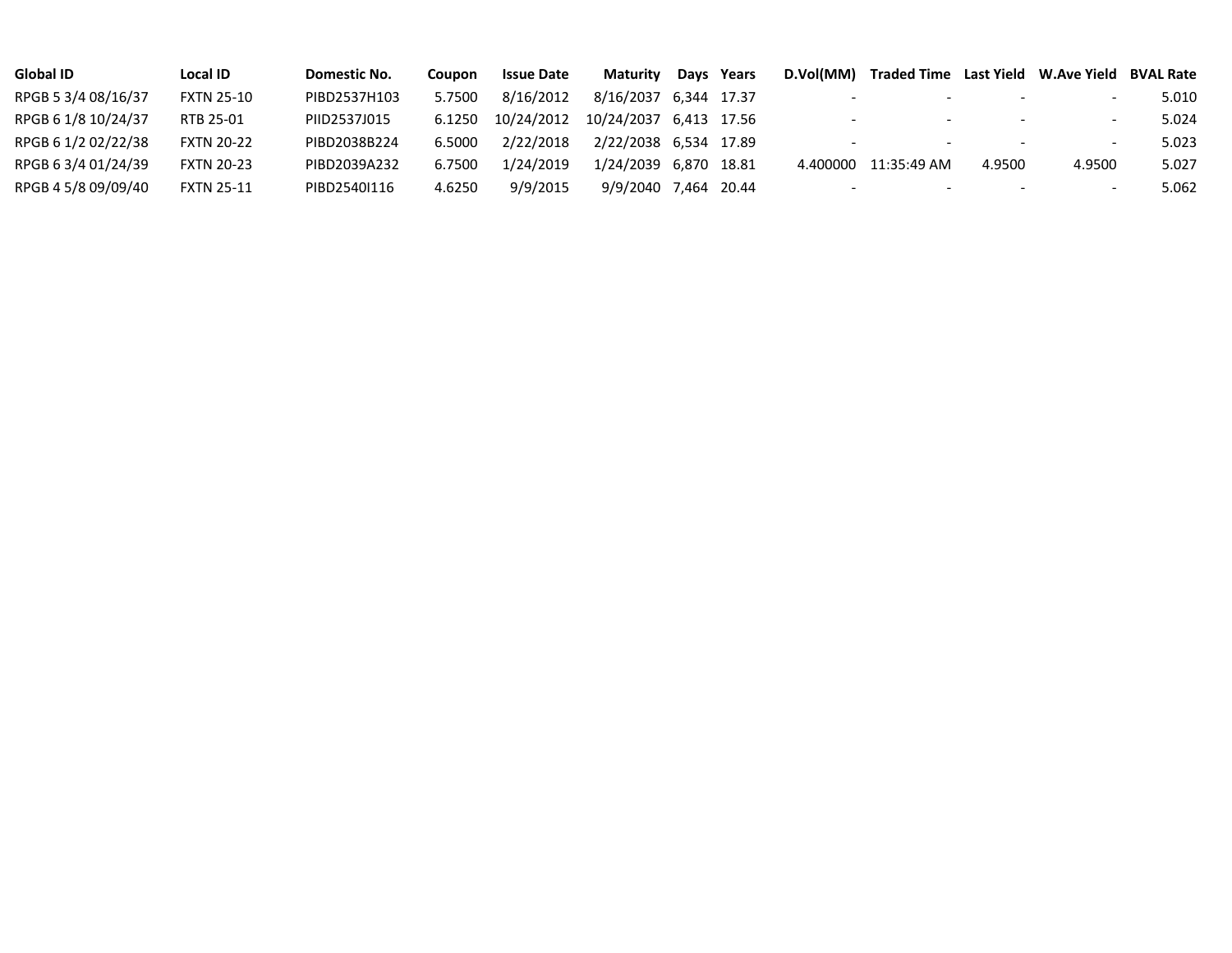| Global ID | Local ID | Domestic No. | Coupon | Issue Date | Maturity | Days | Years | D.Vol(MM) | Traded Time | Last Yield | W.Ave Yield | BVAL Rate |
|---|---|---|---|---|---|---|---|---|---|---|---|---|
| RPGB 5 3/4 08/16/37 | FXTN 25-10 | PIBD2537H103 | 5.7500 | 8/16/2012 | 8/16/2037 | 6,344 | 17.37 | - | - | - | - | 5.010 |
| RPGB 6 1/8 10/24/37 | RTB 25-01 | PIID2537J015 | 6.1250 | 10/24/2012 | 10/24/2037 | 6,413 | 17.56 | - | - | - | - | 5.024 |
| RPGB 6 1/2 02/22/38 | FXTN 20-22 | PIBD2038B224 | 6.5000 | 2/22/2018 | 2/22/2038 | 6,534 | 17.89 | - | - | - | - | 5.023 |
| RPGB 6 3/4 01/24/39 | FXTN 20-23 | PIBD2039A232 | 6.7500 | 1/24/2019 | 1/24/2039 | 6,870 | 18.81 | 4.400000 | 11:35:49 AM | 4.9500 | 4.9500 | 5.027 |
| RPGB 4 5/8 09/09/40 | FXTN 25-11 | PIBD2540I116 | 4.6250 | 9/9/2015 | 9/9/2040 | 7,464 | 20.44 | - | - | - | - | 5.062 |